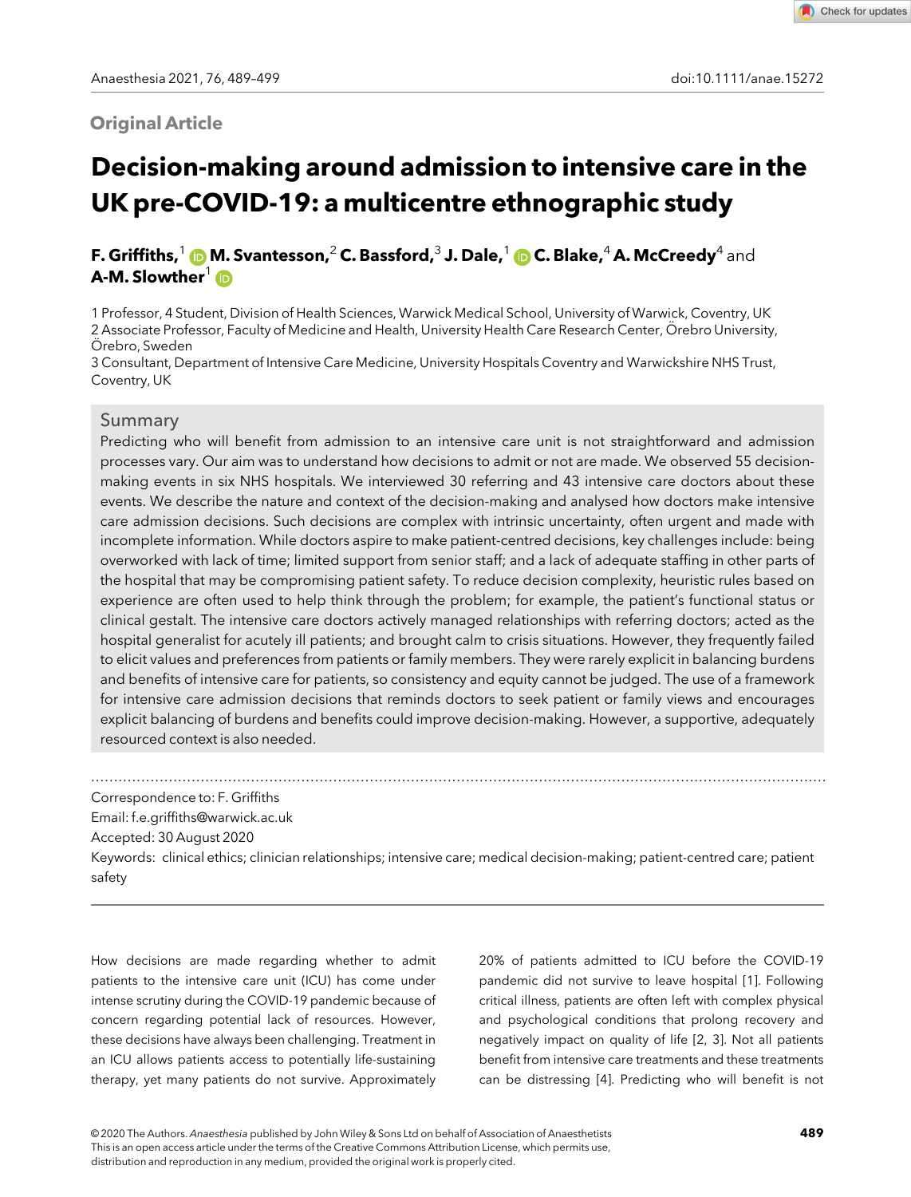Original Article

# Decision-making around admission to intensive care in the UK pre-COVID-19: a multicentre ethnographic study

**F. Griffiths,**[1] **M. Svantesson,**[2] **C. Bassford,**[3] **J. Dale,**[1] **C. Blake,**[4] **A. McCreedy**[4] and **A-M. Slowther**[1]

1 Professor, 4 Student, Division of Health Sciences, Warwick Medical School, University of Warwick, Coventry, UK
2 Associate Professor, Faculty of Medicine and Health, University Health Care Research Center, Örebro University, Örebro, Sweden
3 Consultant, Department of Intensive Care Medicine, University Hospitals Coventry and Warwickshire NHS Trust, Coventry, UK

## Summary

Predicting who will benefit from admission to an intensive care unit is not straightforward and admission processes vary. Our aim was to understand how decisions to admit or not are made. We observed 55 decision-making events in six NHS hospitals. We interviewed 30 referring and 43 intensive care doctors about these events. We describe the nature and context of the decision-making and analysed how doctors make intensive care admission decisions. Such decisions are complex with intrinsic uncertainty, often urgent and made with incomplete information. While doctors aspire to make patient-centred decisions, key challenges include: being overworked with lack of time; limited support from senior staff; and a lack of adequate staffing in other parts of the hospital that may be compromising patient safety. To reduce decision complexity, heuristic rules based on experience are often used to help think through the problem; for example, the patient's functional status or clinical gestalt. The intensive care doctors actively managed relationships with referring doctors; acted as the hospital generalist for acutely ill patients; and brought calm to crisis situations. However, they frequently failed to elicit values and preferences from patients or family members. They were rarely explicit in balancing burdens and benefits of intensive care for patients, so consistency and equity cannot be judged. The use of a framework for intensive care admission decisions that reminds doctors to seek patient or family views and encourages explicit balancing of burdens and benefits could improve decision-making. However, a supportive, adequately resourced context is also needed.

Correspondence to: F. Griffiths
Email: f.e.griffiths@warwick.ac.uk
Accepted: 30 August 2020
Keywords: clinical ethics; clinician relationships; intensive care; medical decision-making; patient-centred care; patient safety

How decisions are made regarding whether to admit patients to the intensive care unit (ICU) has come under intense scrutiny during the COVID-19 pandemic because of concern regarding potential lack of resources. However, these decisions have always been challenging. Treatment in an ICU allows patients access to potentially life-sustaining therapy, yet many patients do not survive. Approximately 20% of patients admitted to ICU before the COVID-19 pandemic did not survive to leave hospital [1]. Following critical illness, patients are often left with complex physical and psychological conditions that prolong recovery and negatively impact on quality of life [2, 3]. Not all patients benefit from intensive care treatments and these treatments can be distressing [4]. Predicting who will benefit is not

© 2020 The Authors. *Anaesthesia* published by John Wiley & Sons Ltd on behalf of Association of Anaesthetists
This is an open access article under the terms of the Creative Commons Attribution License, which permits use, distribution and reproduction in any medium, provided the original work is properly cited.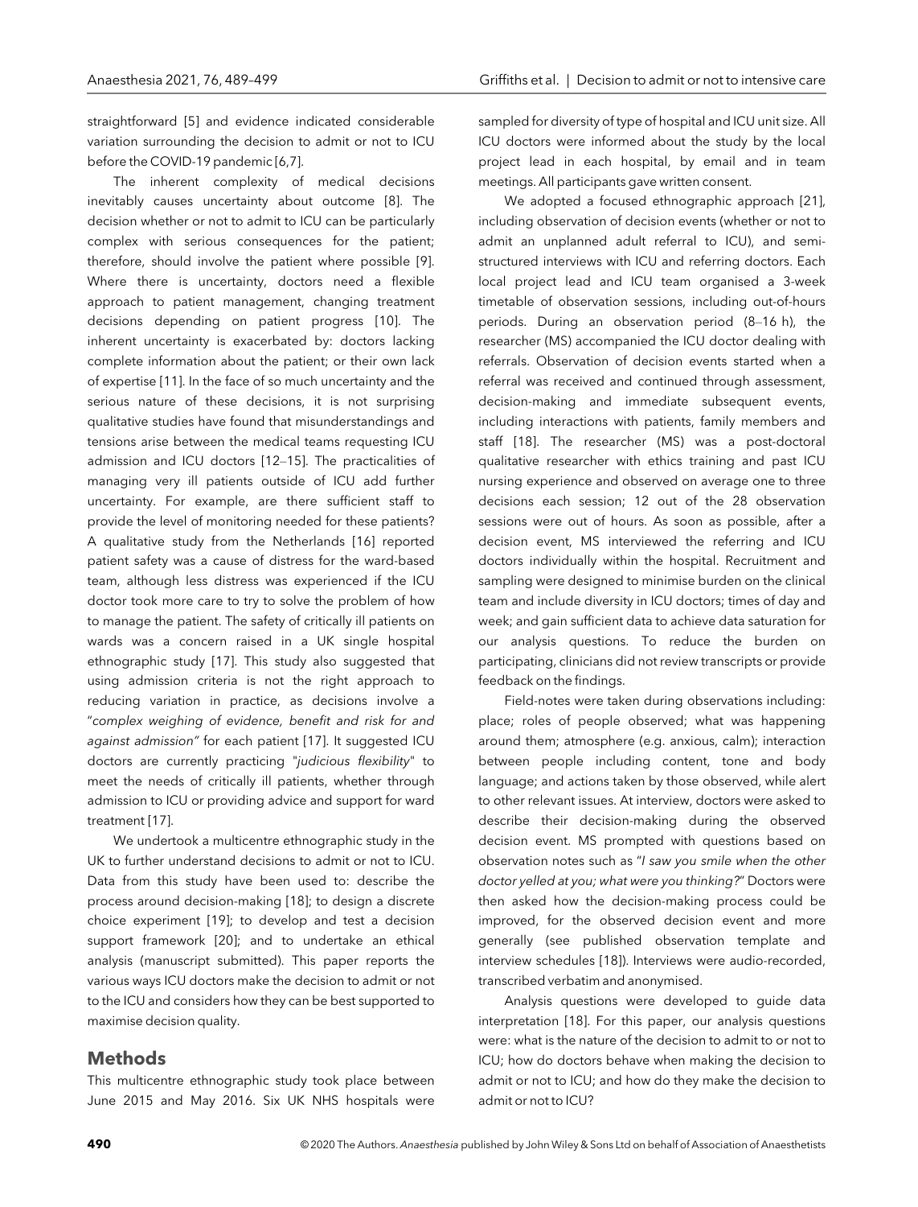straightforward [5] and evidence indicated considerable variation surrounding the decision to admit or not to ICU before the COVID-19 pandemic [6,7].

The inherent complexity of medical decisions inevitably causes uncertainty about outcome [8]. The decision whether or not to admit to ICU can be particularly complex with serious consequences for the patient; therefore, should involve the patient where possible [9]. Where there is uncertainty, doctors need a flexible approach to patient management, changing treatment decisions depending on patient progress [10]. The inherent uncertainty is exacerbated by: doctors lacking complete information about the patient; or their own lack of expertise [11]. In the face of so much uncertainty and the serious nature of these decisions, it is not surprising qualitative studies have found that misunderstandings and tensions arise between the medical teams requesting ICU admission and ICU doctors [12–15]. The practicalities of managing very ill patients outside of ICU add further uncertainty. For example, are there sufficient staff to provide the level of monitoring needed for these patients? A qualitative study from the Netherlands [16] reported patient safety was a cause of distress for the ward-based team, although less distress was experienced if the ICU doctor took more care to try to solve the problem of how to manage the patient. The safety of critically ill patients on wards was a concern raised in a UK single hospital ethnographic study [17]. This study also suggested that using admission criteria is not the right approach to reducing variation in practice, as decisions involve a "*complex weighing of evidence, benefit and risk for and against admission"* for each patient [17]. It suggested ICU doctors are currently practicing "*judicious flexibility*" to meet the needs of critically ill patients, whether through admission to ICU or providing advice and support for ward treatment [17].

We undertook a multicentre ethnographic study in the UK to further understand decisions to admit or not to ICU. Data from this study have been used to: describe the process around decision-making [18]; to design a discrete choice experiment [19]; to develop and test a decision support framework [20]; and to undertake an ethical analysis (manuscript submitted). This paper reports the various ways ICU doctors make the decision to admit or not to the ICU and considers how they can be best supported to maximise decision quality.

## Methods

This multicentre ethnographic study took place between June 2015 and May 2016. Six UK NHS hospitals were sampled for diversity of type of hospital and ICU unit size. All ICU doctors were informed about the study by the local project lead in each hospital, by email and in team meetings. All participants gave written consent.

We adopted a focused ethnographic approach [21], including observation of decision events (whether or not to admit an unplanned adult referral to ICU), and semi-structured interviews with ICU and referring doctors. Each local project lead and ICU team organised a 3-week timetable of observation sessions, including out-of-hours periods. During an observation period (8–16 h), the researcher (MS) accompanied the ICU doctor dealing with referrals. Observation of decision events started when a referral was received and continued through assessment, decision-making and immediate subsequent events, including interactions with patients, family members and staff [18]. The researcher (MS) was a post-doctoral qualitative researcher with ethics training and past ICU nursing experience and observed on average one to three decisions each session; 12 out of the 28 observation sessions were out of hours. As soon as possible, after a decision event, MS interviewed the referring and ICU doctors individually within the hospital. Recruitment and sampling were designed to minimise burden on the clinical team and include diversity in ICU doctors; times of day and week; and gain sufficient data to achieve data saturation for our analysis questions. To reduce the burden on participating, clinicians did not review transcripts or provide feedback on the findings.

Field-notes were taken during observations including: place; roles of people observed; what was happening around them; atmosphere (e.g. anxious, calm); interaction between people including content, tone and body language; and actions taken by those observed, while alert to other relevant issues. At interview, doctors were asked to describe their decision-making during the observed decision event. MS prompted with questions based on observation notes such as "*I saw you smile when the other doctor yelled at you; what were you thinking?*" Doctors were then asked how the decision-making process could be improved, for the observed decision event and more generally (see published observation template and interview schedules [18]). Interviews were audio-recorded, transcribed verbatim and anonymised.

Analysis questions were developed to guide data interpretation [18]. For this paper, our analysis questions were: what is the nature of the decision to admit to or not to ICU; how do doctors behave when making the decision to admit or not to ICU; and how do they make the decision to admit or not to ICU?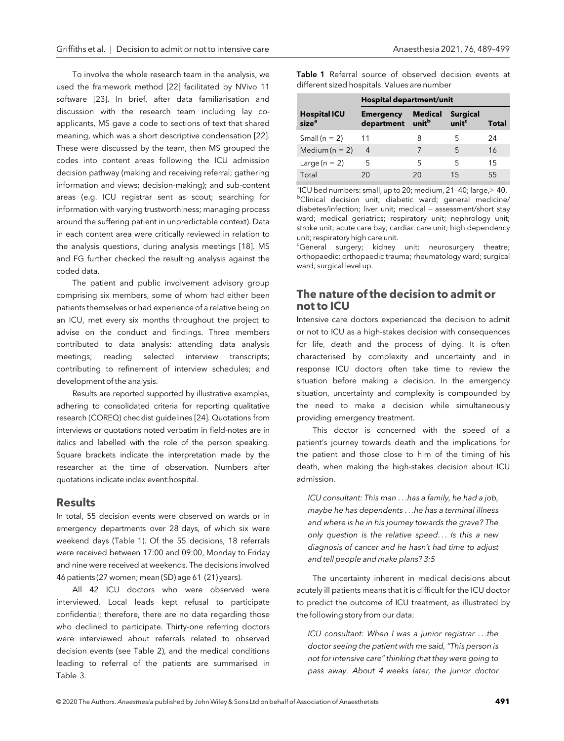To involve the whole research team in the analysis, we used the framework method [22] facilitated by NVivo 11 software [23]. In brief, after data familiarisation and discussion with the research team including lay co-applicants, MS gave a code to sections of text that shared meaning, which was a short descriptive condensation [22]. These were discussed by the team, then MS grouped the codes into content areas following the ICU admission decision pathway (making and receiving referral; gathering information and views; decision-making); and sub-content areas (e.g. ICU registrar sent as scout; searching for information with varying trustworthiness; managing process around the suffering patient in unpredictable context). Data in each content area were critically reviewed in relation to the analysis questions, during analysis meetings [18]. MS and FG further checked the resulting analysis against the coded data.

The patient and public involvement advisory group comprising six members, some of whom had either been patients themselves or had experience of a relative being on an ICU, met every six months throughout the project to advise on the conduct and findings. Three members contributed to data analysis: attending data analysis meetings; reading selected interview transcripts; contributing to refinement of interview schedules; and development of the analysis.

Results are reported supported by illustrative examples, adhering to consolidated criteria for reporting qualitative research (COREQ) checklist guidelines [24]. Quotations from interviews or quotations noted verbatim in field-notes are in italics and labelled with the role of the person speaking. Square brackets indicate the interpretation made by the researcher at the time of observation. Numbers after quotations indicate index event:hospital.

## Results

In total, 55 decision events were observed on wards or in emergency departments over 28 days, of which six were weekend days (Table 1). Of the 55 decisions, 18 referrals were received between 17:00 and 09:00, Monday to Friday and nine were received at weekends. The decisions involved 46 patients (27 women; mean (SD) age 61 (21) years).

All 42 ICU doctors who were observed were interviewed. Local leads kept refusal to participate confidential; therefore, there are no data regarding those who declined to participate. Thirty-one referring doctors were interviewed about referrals related to observed decision events (see Table 2), and the medical conditions leading to referral of the patients are summarised in Table 3.

**Table 1** Referral source of observed decision events at different sized hospitals. Values are number

| Hospital ICU size[a] | Hospital department/unit | | | |
|---|---|---|---|---|
| | Emergency department | Medical unit[b] | Surgical unit[c] | Total |
| Small (n = 2) | 11 | 8 | 5 | 24 |
| Medium (n = 2) | 4 | 7 | 5 | 16 |
| Large (n = 2) | 5 | 5 | 5 | 15 |
| Total | 20 | 20 | 15 | 55 |

[a]ICU bed numbers: small, up to 20; medium, 21–40; large, > 40.
[b]Clinical decision unit; diabetic ward; general medicine/diabetes/infection; liver unit; medical – assessment/short stay ward; medical geriatrics; respiratory unit; nephrology unit; stroke unit; acute care bay; cardiac care unit; high dependency unit; respiratory high care unit.
[c]General surgery; kidney unit; neurosurgery theatre; orthopaedic; orthopaedic trauma; rheumatology ward; surgical ward; surgical level up.

## The nature of the decision to admit or not to ICU

Intensive care doctors experienced the decision to admit or not to ICU as a high-stakes decision with consequences for life, death and the process of dying. It is often characterised by complexity and uncertainty and in response ICU doctors often take time to review the situation before making a decision. In the emergency situation, uncertainty and complexity is compounded by the need to make a decision while simultaneously providing emergency treatment.

This doctor is concerned with the speed of a patient's journey towards death and the implications for the patient and those close to him of the timing of his death, when making the high-stakes decision about ICU admission.

> *ICU consultant: This man . . .has a family, he had a job, maybe he has dependents . . .he has a terminal illness and where is he in his journey towards the grave? The only question is the relative speed. . . Is this a new diagnosis of cancer and he hasn't had time to adjust and tell people and make plans? 3:5*

The uncertainty inherent in medical decisions about acutely ill patients means that it is difficult for the ICU doctor to predict the outcome of ICU treatment, as illustrated by the following story from our data:

> *ICU consultant: When I was a junior registrar . . .the doctor seeing the patient with me said, "This person is not for intensive care" thinking that they were going to pass away. About 4 weeks later, the junior doctor*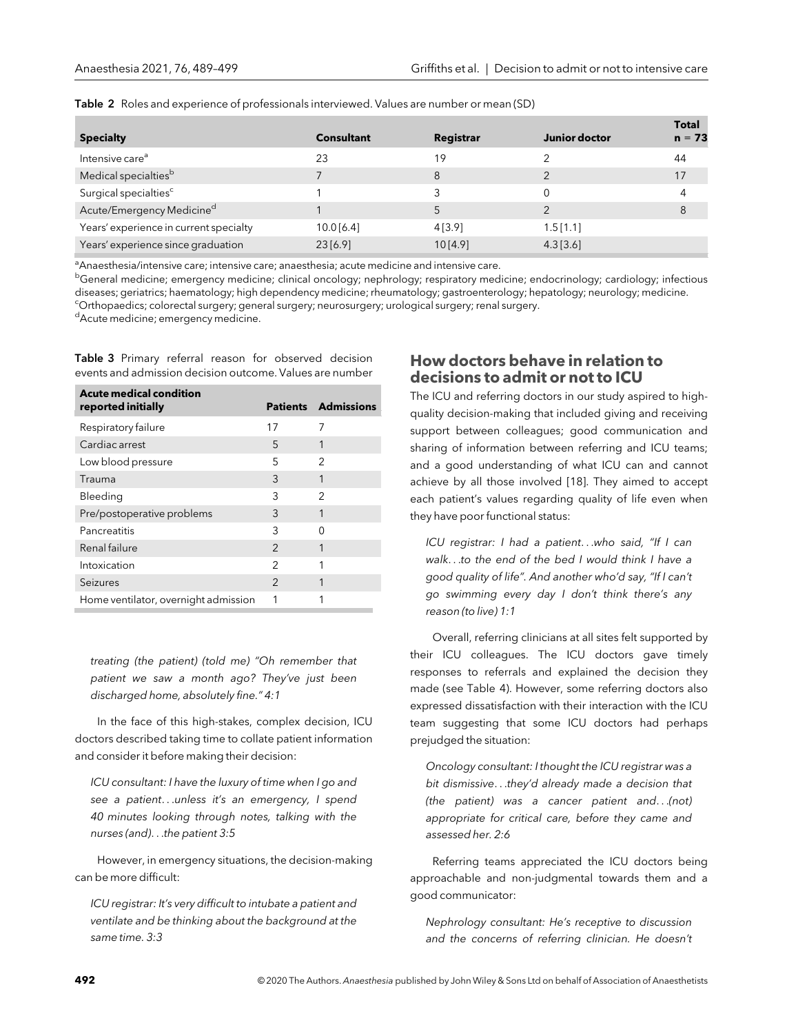**Table 2** Roles and experience of professionals interviewed. Values are number or mean (SD)

| Specialty | Consultant | Registrar | Junior doctor | Total n = 73 |
|---|---|---|---|---|
| Intensive care[a] | 23 | 19 | 2 | 44 |
| Medical specialties[b] | 7 | 8 | 2 | 17 |
| Surgical specialties[c] | 1 | 3 | 0 | 4 |
| Acute/Emergency Medicine[d] | 1 | 5 | 2 | 8 |
| Years' experience in current specialty | 10.0 [6.4] | 4 [3.9] | 1.5 [1.1] | |
| Years' experience since graduation | 23 [6.9] | 10 [4.9] | 4.3 [3.6] | |

[a]Anaesthesia/intensive care; intensive care; anaesthesia; acute medicine and intensive care.
[b]General medicine; emergency medicine; clinical oncology; nephrology; respiratory medicine; endocrinology; cardiology; infectious diseases; geriatrics; haematology; high dependency medicine; rheumatology; gastroenterology; hepatology; neurology; medicine.
[c]Orthopaedics; colorectal surgery; general surgery; neurosurgery; urological surgery; renal surgery.
[d]Acute medicine; emergency medicine.

**Table 3** Primary referral reason for observed decision events and admission decision outcome. Values are number

| Acute medical condition reported initially | Patients | Admissions |
|---|---|---|
| Respiratory failure | 17 | 7 |
| Cardiac arrest | 5 | 1 |
| Low blood pressure | 5 | 2 |
| Trauma | 3 | 1 |
| Bleeding | 3 | 2 |
| Pre/postoperative problems | 3 | 1 |
| Pancreatitis | 3 | 0 |
| Renal failure | 2 | 1 |
| Intoxication | 2 | 1 |
| Seizures | 2 | 1 |
| Home ventilator, overnight admission | 1 | 1 |

*treating (the patient) (told me) "Oh remember that patient we saw a month ago? They've just been discharged home, absolutely fine." 4:1*

In the face of this high-stakes, complex decision, ICU doctors described taking time to collate patient information and consider it before making their decision:

*ICU consultant: I have the luxury of time when I go and see a patient…unless it's an emergency, I spend 40 minutes looking through notes, talking with the nurses (and)…the patient 3:5*

However, in emergency situations, the decision-making can be more difficult:

*ICU registrar: It's very difficult to intubate a patient and ventilate and be thinking about the background at the same time. 3:3*

## How doctors behave in relation to decisions to admit or not to ICU

The ICU and referring doctors in our study aspired to high-quality decision-making that included giving and receiving support between colleagues; good communication and sharing of information between referring and ICU teams; and a good understanding of what ICU can and cannot achieve by all those involved [18]. They aimed to accept each patient's values regarding quality of life even when they have poor functional status:

*ICU registrar: I had a patient…who said, "If I can walk…to the end of the bed I would think I have a good quality of life". And another who'd say, "If I can't go swimming every day I don't think there's any reason (to live) 1:1*

Overall, referring clinicians at all sites felt supported by their ICU colleagues. The ICU doctors gave timely responses to referrals and explained the decision they made (see Table 4). However, some referring doctors also expressed dissatisfaction with their interaction with the ICU team suggesting that some ICU doctors had perhaps prejudged the situation:

*Oncology consultant: I thought the ICU registrar was a bit dismissive…they'd already made a decision that (the patient) was a cancer patient and…(not) appropriate for critical care, before they came and assessed her. 2:6*

Referring teams appreciated the ICU doctors being approachable and non-judgmental towards them and a good communicator:

*Nephrology consultant: He's receptive to discussion and the concerns of referring clinician. He doesn't*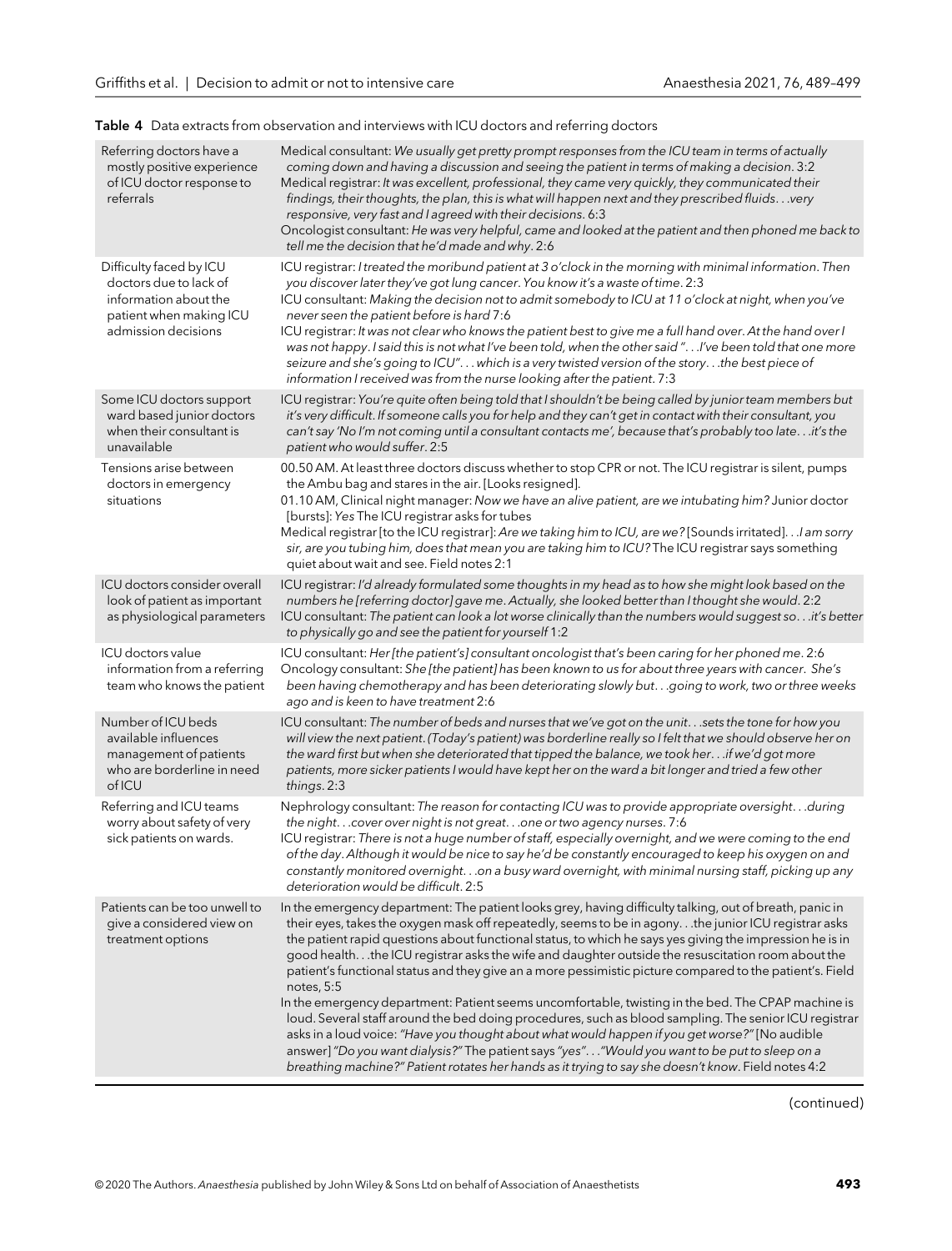**Table 4** Data extracts from observation and interviews with ICU doctors and referring doctors

| | |
|---|---|
| Referring doctors have a mostly positive experience of ICU doctor response to referrals | Medical consultant: *We usually get pretty prompt responses from the ICU team in terms of actually coming down and having a discussion and seeing the patient in terms of making a decision*. 3:2<br>Medical registrar: *It was excellent, professional, they came very quickly, they communicated their findings, their thoughts, the plan, this is what will happen next and they prescribed fluids...very responsive, very fast and I agreed with their decisions*. 6:3<br>Oncologist consultant: *He was very helpful, came and looked at the patient and then phoned me back to tell me the decision that he'd made and why*. 2:6 |
| Difficulty faced by ICU doctors due to lack of information about the patient when making ICU admission decisions | ICU registrar: *I treated the moribund patient at 3 o'clock in the morning with minimal information. Then you discover later they've got lung cancer. You know it's a waste of time*. 2:3<br>ICU consultant: *Making the decision not to admit somebody to ICU at 11 o'clock at night, when you've never seen the patient before is hard* 7:6<br>ICU registrar: *It was not clear who knows the patient best to give me a full hand over. At the hand over I was not happy. I said this is not what I've been told, when the other said "...I've been told that one more seizure and she's going to ICU"... which is a very twisted version of the story...the best piece of information I received was from the nurse looking after the patient*. 7:3 |
| Some ICU doctors support ward based junior doctors when their consultant is unavailable | ICU registrar: *You're quite often being told that I shouldn't be being called by junior team members but it's very difficult. If someone calls you for help and they can't get in contact with their consultant, you can't say 'No I'm not coming until a consultant contacts me', because that's probably too late...it's the patient who would suffer*. 2:5 |
| Tensions arise between doctors in emergency situations | 00.50 AM. At least three doctors discuss whether to stop CPR or not. The ICU registrar is silent, pumps the Ambu bag and stares in the air. [Looks resigned].<br>01.10 AM, Clinical night manager: *Now we have an alive patient, are we intubating him?* Junior doctor [bursts]: *Yes* The ICU registrar asks for tubes<br>Medical registrar [to the ICU registrar]: *Are we taking him to ICU, are we?* [Sounds irritated]...*I am sorry sir, are you tubing him, does that mean you are taking him to ICU?* The ICU registrar says something quiet about wait and see. Field notes 2:1 |
| ICU doctors consider overall look of patient as important as physiological parameters | ICU registrar: *I'd already formulated some thoughts in my head as to how she might look based on the numbers he [referring doctor] gave me. Actually, she looked better than I thought she would*. 2:2<br>ICU consultant: *The patient can look a lot worse clinically than the numbers would suggest so...it's better to physically go and see the patient for yourself* 1:2 |
| ICU doctors value information from a referring team who knows the patient | ICU consultant: *Her [the patient's] consultant oncologist that's been caring for her phoned me*. 2:6<br>Oncology consultant: *She [the patient] has been known to us for about three years with cancer. She's been having chemotherapy and has been deteriorating slowly but...going to work, two or three weeks ago and is keen to have treatment* 2:6 |
| Number of ICU beds available influences management of patients who are borderline in need of ICU | ICU consultant: *The number of beds and nurses that we've got on the unit...sets the tone for how you will view the next patient. (Today's patient) was borderline really so I felt that we should observe her on the ward first but when she deteriorated that tipped the balance, we took her...if we'd got more patients, more sicker patients I would have kept her on the ward a bit longer and tried a few other things*. 2:3 |
| Referring and ICU teams worry about safety of very sick patients on wards. | Nephrology consultant: *The reason for contacting ICU was to provide appropriate oversight...during the night...cover over night is not great...one or two agency nurses*. 7:6<br>ICU registrar: *There is not a huge number of staff, especially overnight, and we were coming to the end of the day. Although it would be nice to say he'd be constantly encouraged to keep his oxygen on and constantly monitored overnight...on a busy ward overnight, with minimal nursing staff, picking up any deterioration would be difficult*. 2:5 |
| Patients can be too unwell to give a considered view on treatment options | In the emergency department: The patient looks grey, having difficulty talking, out of breath, panic in their eyes, takes the oxygen mask off repeatedly, seems to be in agony...the junior ICU registrar asks the patient rapid questions about functional status, to which he says yes giving the impression he is in good health...the ICU registrar asks the wife and daughter outside the resuscitation room about the patient's functional status and they give an a more pessimistic picture compared to the patient's. Field notes, 5:5<br>In the emergency department: Patient seems uncomfortable, twisting in the bed. The CPAP machine is loud. Several staff around the bed doing procedures, such as blood sampling. The senior ICU registrar asks in a loud voice: *"Have you thought about what would happen if you get worse?"* [No audible answer] *"Do you want dialysis?"* The patient says *"yes"*...*"Would you want to be put to sleep on a breathing machine?" Patient rotates her hands as it trying to say she doesn't know*. Field notes 4:2 |

(continued)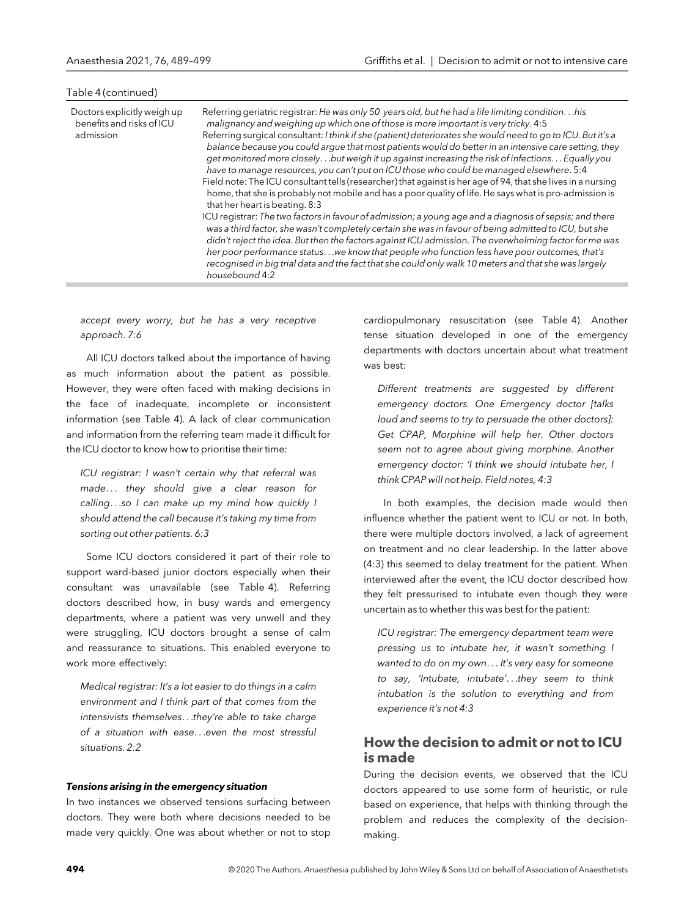Table 4 (continued)

| | |
|---|---|
| Doctors explicitly weigh up benefits and risks of ICU admission | Referring geriatric registrar: *He was only 50 years old, but he had a life limiting condition…his malignancy and weighing up which one of those is more important is very tricky*. 4:5<br>Referring surgical consultant: *I think if she (patient) deteriorates she would need to go to ICU. But it's a balance because you could argue that most patients would do better in an intensive care setting, they get monitored more closely…but weigh it up against increasing the risk of infections… Equally you have to manage resources, you can't put on ICU those who could be managed elsewhere*. 5:4<br>Field note: The ICU consultant tells (researcher) that against is her age of 94, that she lives in a nursing home, that she is probably not mobile and has a poor quality of life. He says what is pro-admission is that her heart is beating. 8:3<br>ICU registrar: *The two factors in favour of admission; a young age and a diagnosis of sepsis; and there was a third factor, she wasn't completely certain she was in favour of being admitted to ICU, but she didn't reject the idea. But then the factors against ICU admission. The overwhelming factor for me was her poor performance status…we know that people who function less have poor outcomes, that's recognised in big trial data and the fact that she could only walk 10 meters and that she was largely housebound* 4:2 |

*accept every worry, but he has a very receptive approach. 7:6*

All ICU doctors talked about the importance of having as much information about the patient as possible. However, they were often faced with making decisions in the face of inadequate, incomplete or inconsistent information (see Table 4). A lack of clear communication and information from the referring team made it difficult for the ICU doctor to know how to prioritise their time:

*ICU registrar: I wasn't certain why that referral was made… they should give a clear reason for calling…so I can make up my mind how quickly I should attend the call because it's taking my time from sorting out other patients. 6:3*

Some ICU doctors considered it part of their role to support ward-based junior doctors especially when their consultant was unavailable (see Table 4). Referring doctors described how, in busy wards and emergency departments, where a patient was very unwell and they were struggling, ICU doctors brought a sense of calm and reassurance to situations. This enabled everyone to work more effectively:

*Medical registrar: It's a lot easier to do things in a calm environment and I think part of that comes from the intensivists themselves…they're able to take charge of a situation with ease…even the most stressful situations. 2:2*

#### *Tensions arising in the emergency situation*

In two instances we observed tensions surfacing between doctors. They were both where decisions needed to be made very quickly. One was about whether or not to stop cardiopulmonary resuscitation (see Table 4). Another tense situation developed in one of the emergency departments with doctors uncertain about what treatment was best:

*Different treatments are suggested by different emergency doctors. One Emergency doctor [talks loud and seems to try to persuade the other doctors]: Get CPAP, Morphine will help her. Other doctors seem not to agree about giving morphine. Another emergency doctor: 'I think we should intubate her, I think CPAP will not help. Field notes, 4:3*

In both examples, the decision made would then influence whether the patient went to ICU or not. In both, there were multiple doctors involved, a lack of agreement on treatment and no clear leadership. In the latter above (4:3) this seemed to delay treatment for the patient. When interviewed after the event, the ICU doctor described how they felt pressurised to intubate even though they were uncertain as to whether this was best for the patient:

*ICU registrar: The emergency department team were pressing us to intubate her, it wasn't something I wanted to do on my own… It's very easy for someone to say, 'Intubate, intubate'…they seem to think intubation is the solution to everything and from experience it's not 4:3*

## How the decision to admit or not to ICU is made

During the decision events, we observed that the ICU doctors appeared to use some form of heuristic, or rule based on experience, that helps with thinking through the problem and reduces the complexity of the decision-making.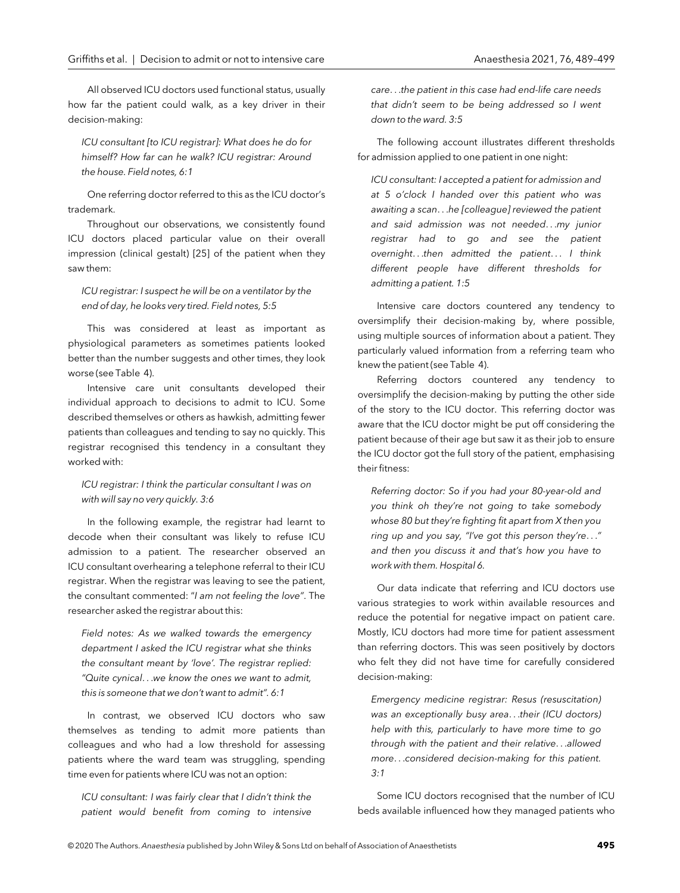All observed ICU doctors used functional status, usually how far the patient could walk, as a key driver in their decision-making:

> *ICU consultant [to ICU registrar]: What does he do for himself? How far can he walk? ICU registrar: Around the house. Field notes, 6:1*

One referring doctor referred to this as the ICU doctor's trademark.

Throughout our observations, we consistently found ICU doctors placed particular value on their overall impression (clinical gestalt) [25] of the patient when they saw them:

> *ICU registrar: I suspect he will be on a ventilator by the end of day, he looks very tired. Field notes, 5:5*

This was considered at least as important as physiological parameters as sometimes patients looked better than the number suggests and other times, they look worse (see Table 4).

Intensive care unit consultants developed their individual approach to decisions to admit to ICU. Some described themselves or others as hawkish, admitting fewer patients than colleagues and tending to say no quickly. This registrar recognised this tendency in a consultant they worked with:

> *ICU registrar: I think the particular consultant I was on with will say no very quickly. 3:6*

In the following example, the registrar had learnt to decode when their consultant was likely to refuse ICU admission to a patient. The researcher observed an ICU consultant overhearing a telephone referral to their ICU registrar. When the registrar was leaving to see the patient, the consultant commented: "*I am not feeling the love*". The researcher asked the registrar about this:

> *Field notes: As we walked towards the emergency department I asked the ICU registrar what she thinks the consultant meant by 'love'. The registrar replied: "Quite cynical…we know the ones we want to admit, this is someone that we don't want to admit". 6:1*

In contrast, we observed ICU doctors who saw themselves as tending to admit more patients than colleagues and who had a low threshold for assessing patients where the ward team was struggling, spending time even for patients where ICU was not an option:

> *ICU consultant: I was fairly clear that I didn't think the patient would benefit from coming to intensive care…the patient in this case had end-life care needs that didn't seem to be being addressed so I went down to the ward. 3:5*

The following account illustrates different thresholds for admission applied to one patient in one night:

> *ICU consultant: I accepted a patient for admission and at 5 o'clock I handed over this patient who was awaiting a scan…he [colleague] reviewed the patient and said admission was not needed…my junior registrar had to go and see the patient overnight…then admitted the patient… I think different people have different thresholds for admitting a patient. 1:5*

Intensive care doctors countered any tendency to oversimplify their decision-making by, where possible, using multiple sources of information about a patient. They particularly valued information from a referring team who knew the patient (see Table 4).

Referring doctors countered any tendency to oversimplify the decision-making by putting the other side of the story to the ICU doctor. This referring doctor was aware that the ICU doctor might be put off considering the patient because of their age but saw it as their job to ensure the ICU doctor got the full story of the patient, emphasising their fitness:

> *Referring doctor: So if you had your 80-year-old and you think oh they're not going to take somebody whose 80 but they're fighting fit apart from X then you ring up and you say, "I've got this person they're…" and then you discuss it and that's how you have to work with them. Hospital 6.*

Our data indicate that referring and ICU doctors use various strategies to work within available resources and reduce the potential for negative impact on patient care. Mostly, ICU doctors had more time for patient assessment than referring doctors. This was seen positively by doctors who felt they did not have time for carefully considered decision-making:

> *Emergency medicine registrar: Resus (resuscitation) was an exceptionally busy area…their (ICU doctors) help with this, particularly to have more time to go through with the patient and their relative…allowed more…considered decision-making for this patient. 3:1*

Some ICU doctors recognised that the number of ICU beds available influenced how they managed patients who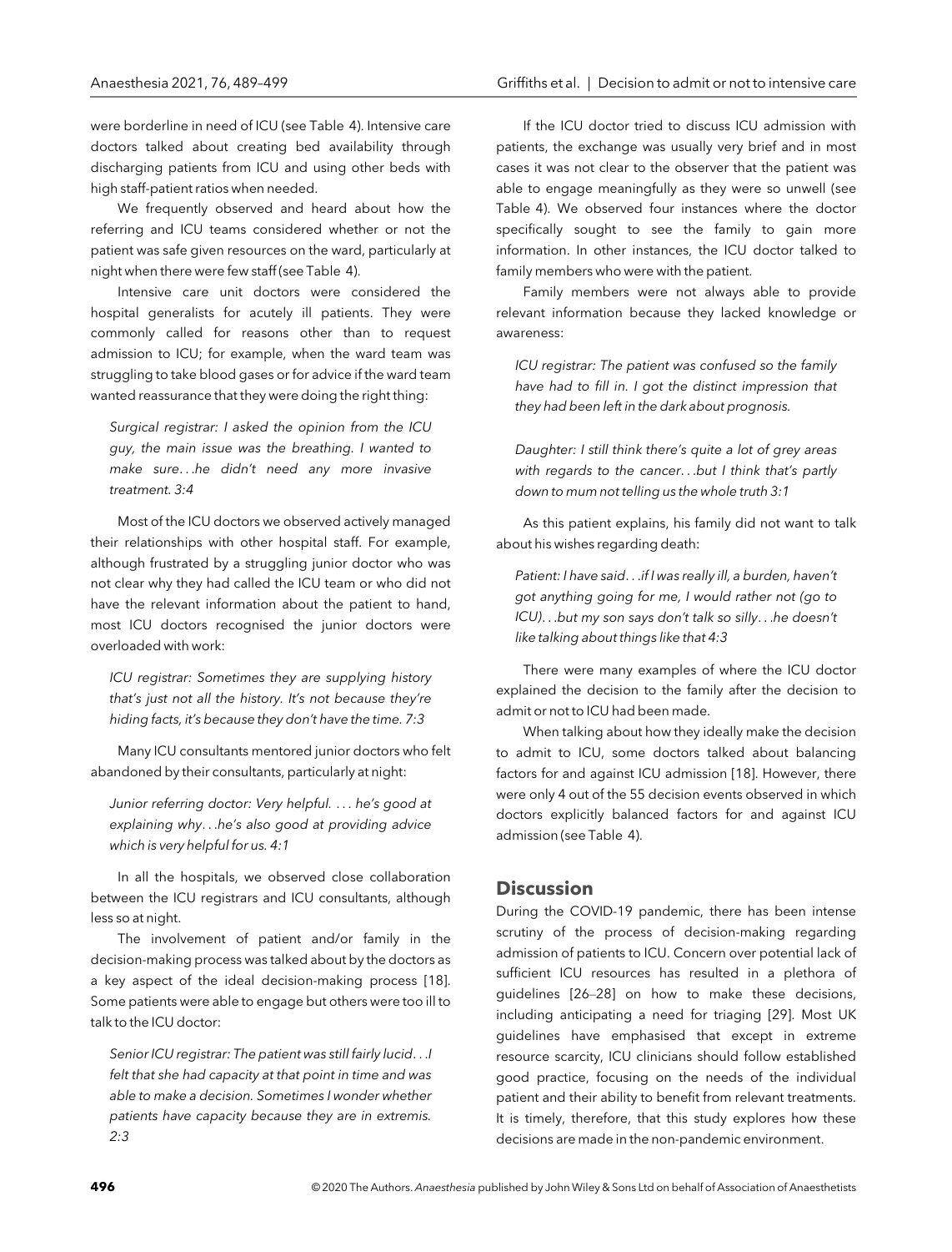were borderline in need of ICU (see Table 4). Intensive care doctors talked about creating bed availability through discharging patients from ICU and using other beds with high staff-patient ratios when needed.

We frequently observed and heard about how the referring and ICU teams considered whether or not the patient was safe given resources on the ward, particularly at night when there were few staff (see Table 4).

Intensive care unit doctors were considered the hospital generalists for acutely ill patients. They were commonly called for reasons other than to request admission to ICU; for example, when the ward team was struggling to take blood gases or for advice if the ward team wanted reassurance that they were doing the right thing:

*Surgical registrar: I asked the opinion from the ICU guy, the main issue was the breathing. I wanted to make sure…he didn't need any more invasive treatment. 3:4*

Most of the ICU doctors we observed actively managed their relationships with other hospital staff. For example, although frustrated by a struggling junior doctor who was not clear why they had called the ICU team or who did not have the relevant information about the patient to hand, most ICU doctors recognised the junior doctors were overloaded with work:

*ICU registrar: Sometimes they are supplying history that's just not all the history. It's not because they're hiding facts, it's because they don't have the time. 7:3*

Many ICU consultants mentored junior doctors who felt abandoned by their consultants, particularly at night:

*Junior referring doctor: Very helpful. … he's good at explaining why…he's also good at providing advice which is very helpful for us. 4:1*

In all the hospitals, we observed close collaboration between the ICU registrars and ICU consultants, although less so at night.

The involvement of patient and/or family in the decision-making process was talked about by the doctors as a key aspect of the ideal decision-making process [18]. Some patients were able to engage but others were too ill to talk to the ICU doctor:

*Senior ICU registrar: The patient was still fairly lucid…I felt that she had capacity at that point in time and was able to make a decision. Sometimes I wonder whether patients have capacity because they are in extremis. 2:3*

If the ICU doctor tried to discuss ICU admission with patients, the exchange was usually very brief and in most cases it was not clear to the observer that the patient was able to engage meaningfully as they were so unwell (see Table 4). We observed four instances where the doctor specifically sought to see the family to gain more information. In other instances, the ICU doctor talked to family members who were with the patient.

Family members were not always able to provide relevant information because they lacked knowledge or awareness:

*ICU registrar: The patient was confused so the family have had to fill in. I got the distinct impression that they had been left in the dark about prognosis.*

*Daughter: I still think there's quite a lot of grey areas with regards to the cancer…but I think that's partly down to mum not telling us the whole truth 3:1*

As this patient explains, his family did not want to talk about his wishes regarding death:

*Patient: I have said…if I was really ill, a burden, haven't got anything going for me, I would rather not (go to ICU)…but my son says don't talk so silly…he doesn't like talking about things like that 4:3*

There were many examples of where the ICU doctor explained the decision to the family after the decision to admit or not to ICU had been made.

When talking about how they ideally make the decision to admit to ICU, some doctors talked about balancing factors for and against ICU admission [18]. However, there were only 4 out of the 55 decision events observed in which doctors explicitly balanced factors for and against ICU admission (see Table 4).

## Discussion

During the COVID-19 pandemic, there has been intense scrutiny of the process of decision-making regarding admission of patients to ICU. Concern over potential lack of sufficient ICU resources has resulted in a plethora of guidelines [26–28] on how to make these decisions, including anticipating a need for triaging [29]. Most UK guidelines have emphasised that except in extreme resource scarcity, ICU clinicians should follow established good practice, focusing on the needs of the individual patient and their ability to benefit from relevant treatments. It is timely, therefore, that this study explores how these decisions are made in the non-pandemic environment.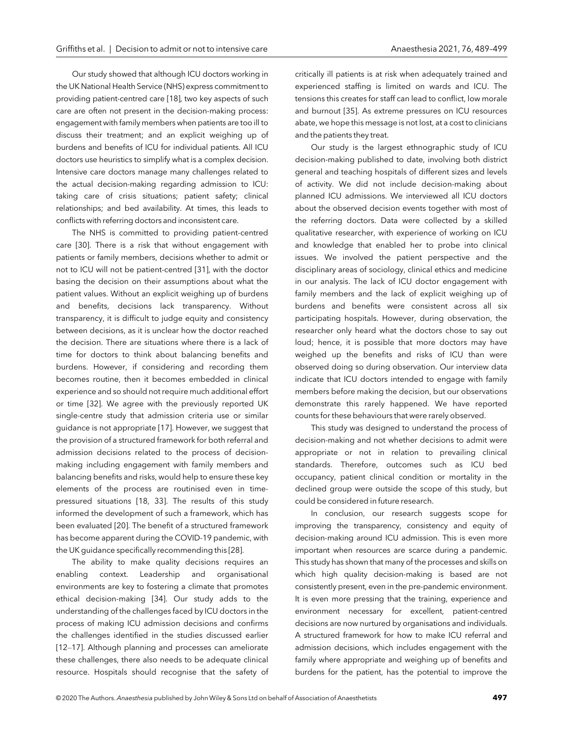Our study showed that although ICU doctors working in the UK National Health Service (NHS) express commitment to providing patient-centred care [18], two key aspects of such care are often not present in the decision-making process: engagement with family members when patients are too ill to discuss their treatment; and an explicit weighing up of burdens and benefits of ICU for individual patients. All ICU doctors use heuristics to simplify what is a complex decision. Intensive care doctors manage many challenges related to the actual decision-making regarding admission to ICU: taking care of crisis situations; patient safety; clinical relationships; and bed availability. At times, this leads to conflicts with referring doctors and inconsistent care.

The NHS is committed to providing patient-centred care [30]. There is a risk that without engagement with patients or family members, decisions whether to admit or not to ICU will not be patient-centred [31], with the doctor basing the decision on their assumptions about what the patient values. Without an explicit weighing up of burdens and benefits, decisions lack transparency. Without transparency, it is difficult to judge equity and consistency between decisions, as it is unclear how the doctor reached the decision. There are situations where there is a lack of time for doctors to think about balancing benefits and burdens. However, if considering and recording them becomes routine, then it becomes embedded in clinical experience and so should not require much additional effort or time [32]. We agree with the previously reported UK single-centre study that admission criteria use or similar guidance is not appropriate [17]. However, we suggest that the provision of a structured framework for both referral and admission decisions related to the process of decision-making including engagement with family members and balancing benefits and risks, would help to ensure these key elements of the process are routinised even in time-pressured situations [18, 33]. The results of this study informed the development of such a framework, which has been evaluated [20]. The benefit of a structured framework has become apparent during the COVID-19 pandemic, with the UK guidance specifically recommending this [28].

The ability to make quality decisions requires an enabling context. Leadership and organisational environments are key to fostering a climate that promotes ethical decision-making [34]. Our study adds to the understanding of the challenges faced by ICU doctors in the process of making ICU admission decisions and confirms the challenges identified in the studies discussed earlier [12–17]. Although planning and processes can ameliorate these challenges, there also needs to be adequate clinical resource. Hospitals should recognise that the safety of critically ill patients is at risk when adequately trained and experienced staffing is limited on wards and ICU. The tensions this creates for staff can lead to conflict, low morale and burnout [35]. As extreme pressures on ICU resources abate, we hope this message is not lost, at a cost to clinicians and the patients they treat.

Our study is the largest ethnographic study of ICU decision-making published to date, involving both district general and teaching hospitals of different sizes and levels of activity. We did not include decision-making about planned ICU admissions. We interviewed all ICU doctors about the observed decision events together with most of the referring doctors. Data were collected by a skilled qualitative researcher, with experience of working on ICU and knowledge that enabled her to probe into clinical issues. We involved the patient perspective and the disciplinary areas of sociology, clinical ethics and medicine in our analysis. The lack of ICU doctor engagement with family members and the lack of explicit weighing up of burdens and benefits were consistent across all six participating hospitals. However, during observation, the researcher only heard what the doctors chose to say out loud; hence, it is possible that more doctors may have weighed up the benefits and risks of ICU than were observed doing so during observation. Our interview data indicate that ICU doctors intended to engage with family members before making the decision, but our observations demonstrate this rarely happened. We have reported counts for these behaviours that were rarely observed.

This study was designed to understand the process of decision-making and not whether decisions to admit were appropriate or not in relation to prevailing clinical standards. Therefore, outcomes such as ICU bed occupancy, patient clinical condition or mortality in the declined group were outside the scope of this study, but could be considered in future research.

In conclusion, our research suggests scope for improving the transparency, consistency and equity of decision-making around ICU admission. This is even more important when resources are scarce during a pandemic. This study has shown that many of the processes and skills on which high quality decision-making is based are not consistently present, even in the pre-pandemic environment. It is even more pressing that the training, experience and environment necessary for excellent, patient-centred decisions are now nurtured by organisations and individuals. A structured framework for how to make ICU referral and admission decisions, which includes engagement with the family where appropriate and weighing up of benefits and burdens for the patient, has the potential to improve the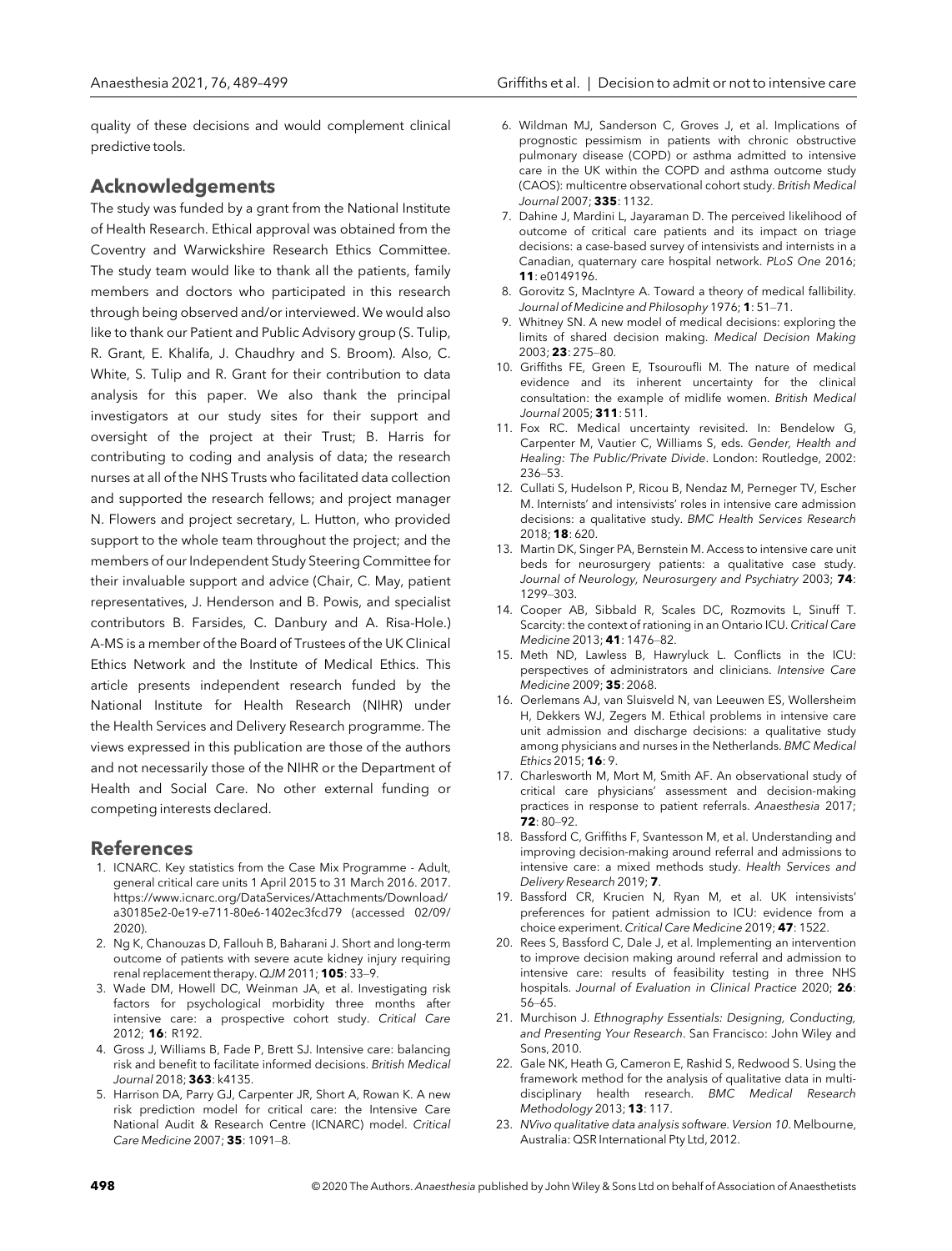quality of these decisions and would complement clinical predictive tools.

## Acknowledgements

The study was funded by a grant from the National Institute of Health Research. Ethical approval was obtained from the Coventry and Warwickshire Research Ethics Committee. The study team would like to thank all the patients, family members and doctors who participated in this research through being observed and/or interviewed. We would also like to thank our Patient and Public Advisory group (S. Tulip, R. Grant, E. Khalifa, J. Chaudhry and S. Broom). Also, C. White, S. Tulip and R. Grant for their contribution to data analysis for this paper. We also thank the principal investigators at our study sites for their support and oversight of the project at their Trust; B. Harris for contributing to coding and analysis of data; the research nurses at all of the NHS Trusts who facilitated data collection and supported the research fellows; and project manager N. Flowers and project secretary, L. Hutton, who provided support to the whole team throughout the project; and the members of our Independent Study Steering Committee for their invaluable support and advice (Chair, C. May, patient representatives, J. Henderson and B. Powis, and specialist contributors B. Farsides, C. Danbury and A. Risa-Hole.) A-MS is a member of the Board of Trustees of the UK Clinical Ethics Network and the Institute of Medical Ethics. This article presents independent research funded by the National Institute for Health Research (NIHR) under the Health Services and Delivery Research programme. The views expressed in this publication are those of the authors and not necessarily those of the NIHR or the Department of Health and Social Care. No other external funding or competing interests declared.

## References

1. ICNARC. Key statistics from the Case Mix Programme - Adult, general critical care units 1 April 2015 to 31 March 2016. 2017. https://www.icnarc.org/DataServices/Attachments/Download/a30185e2-0e19-e711-80e6-1402ec3fcd79 (accessed 02/09/2020).
2. Ng K, Chanouzas D, Fallouh B, Baharani J. Short and long-term outcome of patients with severe acute kidney injury requiring renal replacement therapy. *QJM* 2011; **105**: 33–9.
3. Wade DM, Howell DC, Weinman JA, et al. Investigating risk factors for psychological morbidity three months after intensive care: a prospective cohort study. *Critical Care* 2012; **16**: R192.
4. Gross J, Williams B, Fade P, Brett SJ. Intensive care: balancing risk and benefit to facilitate informed decisions. *British Medical Journal* 2018; **363**: k4135.
5. Harrison DA, Parry GJ, Carpenter JR, Short A, Rowan K. A new risk prediction model for critical care: the Intensive Care National Audit & Research Centre (ICNARC) model. *Critical Care Medicine* 2007; **35**: 1091–8.
6. Wildman MJ, Sanderson C, Groves J, et al. Implications of prognostic pessimism in patients with chronic obstructive pulmonary disease (COPD) or asthma admitted to intensive care in the UK within the COPD and asthma outcome study (CAOS): multicentre observational cohort study. *British Medical Journal* 2007; **335**: 1132.
7. Dahine J, Mardini L, Jayaraman D. The perceived likelihood of outcome of critical care patients and its impact on triage decisions: a case-based survey of intensivists and internists in a Canadian, quaternary care hospital network. *PLoS One* 2016; **11**: e0149196.
8. Gorovitz S, MacIntyre A. Toward a theory of medical fallibility. *Journal of Medicine and Philosophy* 1976; **1**: 51–71.
9. Whitney SN. A new model of medical decisions: exploring the limits of shared decision making. *Medical Decision Making* 2003; **23**: 275–80.
10. Griffiths FE, Green E, Tsouroufli M. The nature of medical evidence and its inherent uncertainty for the clinical consultation: the example of midlife women. *British Medical Journal* 2005; **311**: 511.
11. Fox RC. Medical uncertainty revisited. In: Bendelow G, Carpenter M, Vautier C, Williams S, eds. *Gender, Health and Healing: The Public/Private Divide*. London: Routledge, 2002: 236–53.
12. Cullati S, Hudelson P, Ricou B, Nendaz M, Perneger TV, Escher M. Internists' and intensivists' roles in intensive care admission decisions: a qualitative study. *BMC Health Services Research* 2018; **18**: 620.
13. Martin DK, Singer PA, Bernstein M. Access to intensive care unit beds for neurosurgery patients: a qualitative case study. *Journal of Neurology, Neurosurgery and Psychiatry* 2003; **74**: 1299–303.
14. Cooper AB, Sibbald R, Scales DC, Rozmovits L, Sinuff T. Scarcity: the context of rationing in an Ontario ICU. *Critical Care Medicine* 2013; **41**: 1476–82.
15. Meth ND, Lawless B, Hawryluck L. Conflicts in the ICU: perspectives of administrators and clinicians. *Intensive Care Medicine* 2009; **35**: 2068.
16. Oerlemans AJ, van Sluisveld N, van Leeuwen ES, Wollersheim H, Dekkers WJ, Zegers M. Ethical problems in intensive care unit admission and discharge decisions: a qualitative study among physicians and nurses in the Netherlands. *BMC Medical Ethics* 2015; **16**: 9.
17. Charlesworth M, Mort M, Smith AF. An observational study of critical care physicians' assessment and decision-making practices in response to patient referrals. *Anaesthesia* 2017; **72**: 80–92.
18. Bassford C, Griffiths F, Svantesson M, et al. Understanding and improving decision-making around referral and admissions to intensive care: a mixed methods study. *Health Services and Delivery Research* 2019; **7**.
19. Bassford CR, Krucien N, Ryan M, et al. UK intensivists' preferences for patient admission to ICU: evidence from a choice experiment. *Critical Care Medicine* 2019; **47**: 1522.
20. Rees S, Bassford C, Dale J, et al. Implementing an intervention to improve decision making around referral and admission to intensive care: results of feasibility testing in three NHS hospitals. *Journal of Evaluation in Clinical Practice* 2020; **26**: 56–65.
21. Murchison J. *Ethnography Essentials: Designing, Conducting, and Presenting Your Research*. San Francisco: John Wiley and Sons, 2010.
22. Gale NK, Heath G, Cameron E, Rashid S, Redwood S. Using the framework method for the analysis of qualitative data in multi-disciplinary health research. *BMC Medical Research Methodology* 2013; **13**: 117.
23. *NVivo qualitative data analysis software. Version 10*. Melbourne, Australia: QSR International Pty Ltd, 2012.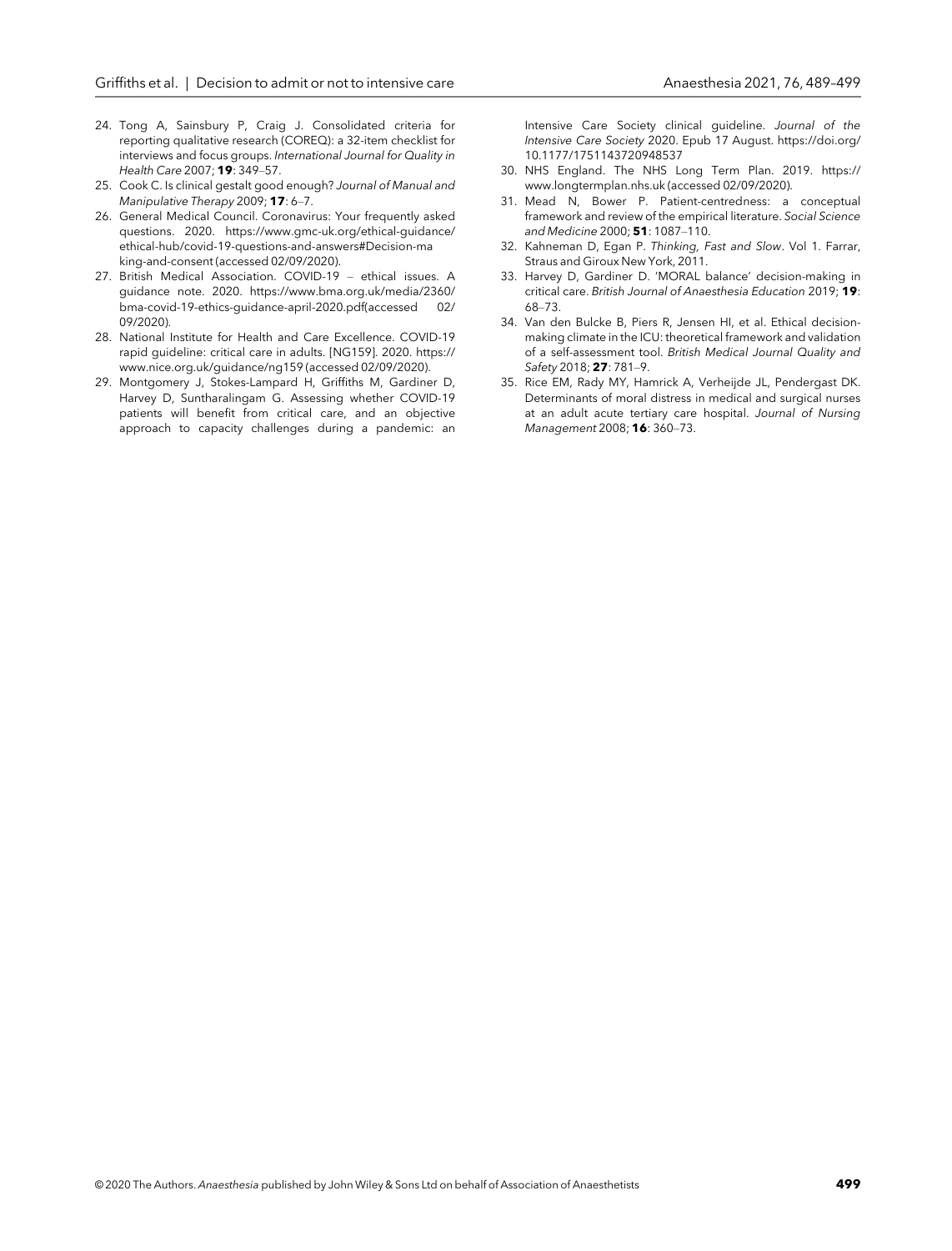24. Tong A, Sainsbury P, Craig J. Consolidated criteria for reporting qualitative research (COREQ): a 32-item checklist for interviews and focus groups. *International Journal for Quality in Health Care* 2007; **19**: 349–57.
25. Cook C. Is clinical gestalt good enough? *Journal of Manual and Manipulative Therapy* 2009; **17**: 6–7.
26. General Medical Council. Coronavirus: Your frequently asked questions. 2020. https://www.gmc-uk.org/ethical-guidance/ethical-hub/covid-19-questions-and-answers#Decision-making-and-consent (accessed 02/09/2020).
27. British Medical Association. COVID-19 – ethical issues. A guidance note. 2020. https://www.bma.org.uk/media/2360/bma-covid-19-ethics-guidance-april-2020.pdf(accessed 02/09/2020).
28. National Institute for Health and Care Excellence. COVID-19 rapid guideline: critical care in adults. [NG159]. 2020. https://www.nice.org.uk/guidance/ng159 (accessed 02/09/2020).
29. Montgomery J, Stokes-Lampard H, Griffiths M, Gardiner D, Harvey D, Suntharalingam G. Assessing whether COVID-19 patients will benefit from critical care, and an objective approach to capacity challenges during a pandemic: an Intensive Care Society clinical guideline. *Journal of the Intensive Care Society* 2020. Epub 17 August. https://doi.org/10.1177/1751143720948537
30. NHS England. The NHS Long Term Plan. 2019. https://www.longtermplan.nhs.uk (accessed 02/09/2020).
31. Mead N, Bower P. Patient-centredness: a conceptual framework and review of the empirical literature. *Social Science and Medicine* 2000; **51**: 1087–110.
32. Kahneman D, Egan P. *Thinking, Fast and Slow*. Vol 1. Farrar, Straus and Giroux New York, 2011.
33. Harvey D, Gardiner D. 'MORAL balance' decision-making in critical care. *British Journal of Anaesthesia Education* 2019; **19**: 68–73.
34. Van den Bulcke B, Piers R, Jensen HI, et al. Ethical decision-making climate in the ICU: theoretical framework and validation of a self-assessment tool. *British Medical Journal Quality and Safety* 2018; **27**: 781–9.
35. Rice EM, Rady MY, Hamrick A, Verheijde JL, Pendergast DK. Determinants of moral distress in medical and surgical nurses at an adult acute tertiary care hospital. *Journal of Nursing Management* 2008; **16**: 360–73.